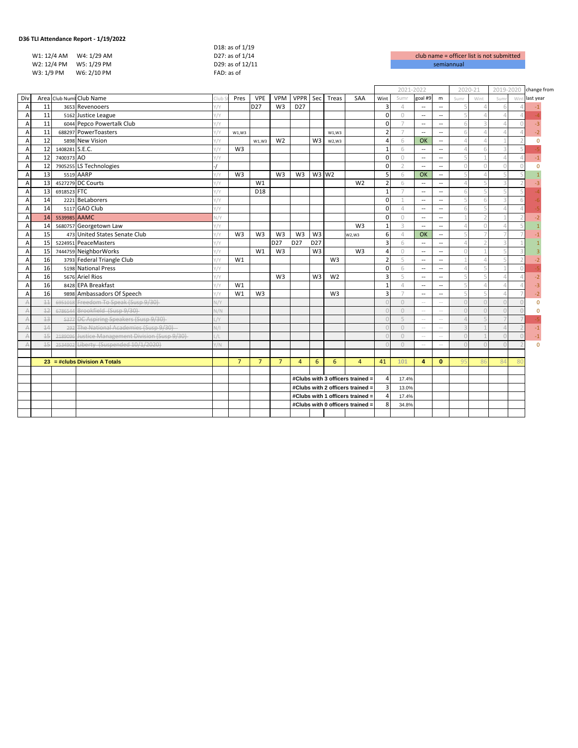**D36 TLI Attendance Report - 1/19/2022**

W1: 12/4 AM    W4: 1/29 AM
W2: 12/4 PM    W5: 1/29 PM
W3: 1/9 PM    W6: 2/10 PM

D18: as of 1/19
D27: as of 1/14
D29: as of 12/11
FAD: as of

club name = officer list is not submitted
semiannual

| Div | Area | Club Numb | Club Name | Club S | Pres | VPE | VPM | VPPR | Sec | Treas | SAA | 2021-2022 Wint | Sumr | goal #9 | m | 2020-21 Sumr | Wint | 2019-2020 Sumr | Wint | change from last year |
|---|---|---|---|---|---|---|---|---|---|---|---|---|---|---|---|---|---|---|---|---|
| A | 11 | 3653 | Revenooers | Y/Y | | D27 | W3 | D27 | | | | 3 | 4 | -- | -- | 5 | 4 | 6 | 4 | -1 |
| A | 11 | 5162 | Justice League | Y/Y | | | | | | | | 0 | 0 | -- | -- | 5 | 4 | 4 | 4 | -4 |
| A | 11 | 6044 | Pepco Powertalk Club | Y/Y | | | | | | | | 0 | 7 | -- | -- | 6 | 3 | 4 | 0 | -3 |
| A | 11 | 688297 | PowerToasters | Y/Y | W1,W3 | | | | | W1,W3 | | 2 | 7 | -- | -- | 6 | 4 | 4 | 4 | -2 |
| A | 12 | 5898 | New Vision | Y/Y | | W1,W3 | W2 | | W3 | W2,W3 | | 4 | 6 | OK | -- | 4 | 4 | 1 | 2 | 0 |
| A | 12 | 1408281 | S.E.C. | Y/Y | W3 | | | | | | | 1 | 6 | -- | -- | 4 | 6 | 3 | 5 | -5 |
| A | 12 | 7400373 | AO | Y/Y | | | | | | | | 0 | 0 | -- | -- | 5 | 1 | 4 | 4 | -1 |
| A | 12 | 7905255 | LS Technologies | -/ | | | | | | | | 0 | 2 | -- | -- | 0 | 0 | 0 | 0 | 0 |
| A | 13 | 5519 | AARP | Y/Y | W3 | | W3 | W3 | W3 | W2 | | 5 | 6 | OK | -- | 5 | 4 | 5 | 5 | 1 |
| A | 13 | 4527279 | DC Courts | Y/Y | | W1 | | | | | W2 | 2 | 6 | -- | -- | 4 | 5 | 3 | 2 | -3 |
| A | 13 | 6918523 | FTC | Y/Y | | D18 | | | | | | 1 | 7 | -- | -- | 6 | 5 | 5 | 5 | -4 |
| A | 14 | 2221 | BeLaborers | Y/Y | | | | | | | | 0 | 1 | -- | -- | 5 | 6 | 3 | 6 | -6 |
| A | 14 | 5117 | GAO Club | Y/Y | | | | | | | | 0 | 4 | -- | -- | 6 | 5 | 4 | 4 | -5 |
| A | 14 | 5539985 | AAMC | N/Y | | | | | | | | 0 | 0 | -- | -- | 1 | 2 | 1 | 2 | -2 |
| A | 14 | 5680757 | Georgetown Law | Y/Y | | | | | | | W3 | 1 | 3 | -- | -- | 4 | 0 | 4 | 5 | 1 |
| A | 15 | 473 | United States Senate Club | Y/Y | W3 | W3 | W3 | W3 | W3 | | W2,W3 | 6 | 4 | OK | -- | 5 | 7 | 7 | 7 | -1 |
| A | 15 | 5224951 | PeaceMasters | Y/Y | | | D27 | D27 | D27 | | | 3 | 6 | -- | -- | 4 | 2 | 3 | 1 | 1 |
| A | 15 | 7444759 | NeighborWorks | Y/Y | | W1 | W3 | | W3 | | W3 | 4 | 0 | -- | -- | 0 | 1 | 5 | 3 | 3 |
| A | 16 | 3793 | Federal Triangle Club | Y/Y | W1 | | | | | W3 | | 2 | 5 | -- | -- | 1 | 4 | 5 | 2 | -2 |
| A | 16 | 5198 | National Press | Y/Y | | | | | | | | 0 | 6 | -- | -- | 4 | 5 | 1 | 0 | -5 |
| A | 16 | 5676 | Ariel Rios | Y/Y | | | W3 | | W3 | W2 | | 3 | 5 | -- | -- | 5 | 5 | 4 | 4 | -2 |
| A | 16 | 8428 | EPA Breakfast | Y/Y | W1 | | | | | | | 1 | 4 | -- | -- | 5 | 4 | 4 | 4 | -3 |
| A | 16 | 9898 | Ambassadors Of Speech | Y/Y | W1 | W3 | | | | W3 | | 3 | 7 | -- | -- | 5 | 5 | 4 | 7 | -2 |
| A | 11 | 6951018 | ~~Freedom To Speak (Susp 9/30)~~ | N/Y | | | | | | | | 0 | 0 | -- | -- | 0 | 0 | 0 | 0 | 0 |
| A | 12 | 6786544 | ~~Brookfield (Susp 9/30)~~ | N/N | | | | | | | | 0 | 0 | -- | -- | 0 | 0 | 0 | 0 | 0 |
| A | 13 | 5377 | ~~DC Aspiring Speakers (Susp 9/30)~~ | L/Y | | | | | | | | 0 | 5 | -- | -- | 4 | 5 | 7 | 7 | -5 |
| A | 14 | 292 | ~~The National Academies (Susp 9/30)~~ | N/I | | | | | | | | 0 | 0 | -- | -- | 3 | 1 | 4 | 2 | -1 |
| A | 15 | 2189096 | ~~Justice Management Division (Susp 9/30)~~ | L/L | | | | | | | | 0 | 0 | -- | -- | 0 | 1 | 0 | 0 | -1 |
| A | 15 | 2534902 | ~~Liberty (Suspended 10/1/2020)~~ | Y/N | | | | | | | | 0 | 0 | -- | -- | 0 | 0 | 0 | 2 | 0 |
| | **23** | | **= #clubs Division A Totals** | | 7 | 7 | 7 | 4 | 6 | 6 | 4 | 41 | 101 | 4 | 0 | 95 | 86 | 84 | 80 | |
| | | | | | | | | **#Clubs with 3 officers trained =** | | | | 4 | 17.4% | | | | | | | |
| | | | | | | | | **#Clubs with 2 officers trained =** | | | | 3 | 13.0% | | | | | | | |
| | | | | | | | | **#Clubs with 1 officers trained =** | | | | 4 | 17.4% | | | | | | | |
| | | | | | | | | **#Clubs with 0 officers trained =** | | | | 8 | 34.8% | | | | | | | |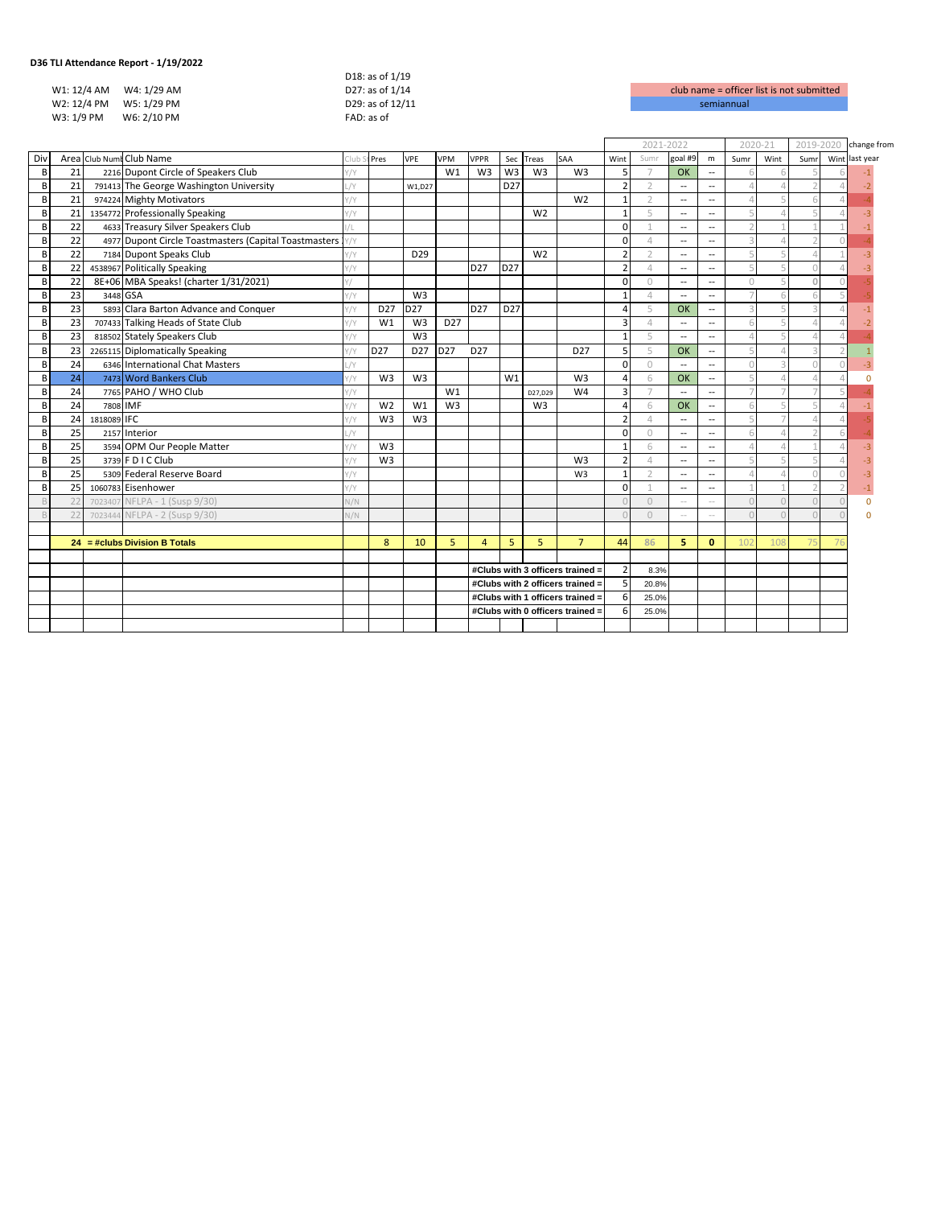**D36 TLI Attendance Report - 1/19/2022**

W1: 12/4 AM  W4: 1/29 AM
W2: 12/4 PM  W5: 1/29 PM
W3: 1/9 PM  W6: 2/10 PM

D18: as of 1/19
D27: as of 1/14
D29: as of 12/11
FAD: as of

club name = officer list is not submitted
semiannual

| Div | Area | Club Numb | Club Name | Club S | Pres | VPE | VPM | VPPR | Sec | Treas | SAA | 2021-2022 Wint | Sumr | goal #9 | m | 2020-21 Sumr | Wint | 2019-2020 Sumr | Wint | change from last year |
|---|---|---|---|---|---|---|---|---|---|---|---|---|---|---|---|---|---|---|---|---|
| B | 21 | 2216 | Dupont Circle of Speakers Club | Y/Y | | | W1 | W3 | W3 | W3 | W3 | 5 | 7 | OK | -- | 6 | 6 | 5 | 6 | -1 |
| B | 21 | 791413 | The George Washington University | L/Y | | W1,D27 | | | D27 | | | 2 | 2 | -- | -- | 4 | 4 | 2 | 4 | -2 |
| B | 21 | 974224 | Mighty Motivators | Y/Y | | | | | | | W2 | 1 | 2 | -- | -- | 4 | 5 | 6 | 4 | -4 |
| B | 21 | 1354772 | Professionally Speaking | Y/Y | | | | | | W2 | | 1 | 5 | -- | -- | 5 | 4 | 5 | 4 | -3 |
| B | 22 | 4633 | Treasury Silver Speakers Club | Y/L | | | | | | | | 0 | 1 | -- | -- | 2 | 1 | 1 | 1 | -1 |
| B | 22 | 4977 | Dupont Circle Toastmasters (Capital Toastmasters | Y/Y | | | | | | | | 0 | 4 | -- | -- | 3 | 4 | 2 | 0 | -4 |
| B | 22 | 7184 | Dupont Speaks Club | Y/Y | | D29 | | | | W2 | | 2 | 2 | -- | -- | 5 | 5 | 4 | 1 | -3 |
| B | 22 | 4538967 | Politically Speaking | Y/Y | | | | D27 | D27 | | | 2 | 4 | -- | -- | 5 | 5 | 0 | 4 | -3 |
| B | 22 | 8E+06 | MBA Speaks! (charter 1/31/2021) | Y/ | | | | | | | | 0 | 0 | -- | -- | 0 | 5 | 0 | 0 | -5 |
| B | 23 | 3448 | GSA | Y/Y | | W3 | | | | | | 1 | 4 | -- | -- | 7 | 6 | 6 | 5 | -5 |
| B | 23 | 5893 | Clara Barton Advance and Conquer | Y/Y | D27 | D27 | | D27 | D27 | | | 4 | 5 | OK | -- | 3 | 5 | 3 | 4 | -1 |
| B | 23 | 707433 | Talking Heads of State Club | Y/Y | W1 | W3 | D27 | | | | | 3 | 4 | -- | -- | 6 | 5 | 4 | 4 | -2 |
| B | 23 | 818502 | Stately Speakers Club | Y/Y | | W3 | | | | | | 1 | 5 | -- | -- | 4 | 5 | 4 | 4 | -4 |
| B | 23 | 2265115 | Diplomatically Speaking | Y/Y | D27 | D27 | D27 | D27 | | | D27 | 5 | 5 | OK | -- | 5 | 4 | 3 | 2 | 1 |
| B | 24 | 6346 | International Chat Masters | L/Y | | | | | | | | 0 | 0 | -- | -- | 0 | 3 | 0 | 0 | -3 |
| B | 24 | 7473 | Word Bankers Club | Y/Y | W3 | W3 | | | W1 | | W3 | 4 | 6 | OK | -- | 5 | 4 | 4 | 4 | 0 |
| B | 24 | 7765 | PAHO / WHO Club | Y/Y | | | W1 | | | D27,D29 | W4 | 3 | 7 | -- | -- | 7 | 7 | 7 | 5 | -4 |
| B | 24 | 7808 | IMF | Y/Y | W2 | W1 | W3 | | | W3 | | 4 | 6 | OK | -- | 6 | 5 | 5 | 4 | -1 |
| B | 24 | 1818089 | IFC | Y/Y | W3 | W3 | | | | | | 2 | 4 | -- | -- | 5 | 7 | 4 | 4 | -5 |
| B | 25 | 2157 | Interior | L/Y | | | | | | | | 0 | 0 | -- | -- | 6 | 4 | 2 | 6 | -4 |
| B | 25 | 3594 | OPM Our People Matter | Y/Y | W3 | | | | | | | 1 | 6 | -- | -- | 4 | 4 | 1 | 4 | -3 |
| B | 25 | 3739 | F D I C Club | Y/Y | W3 | | | | | | W3 | 2 | 4 | -- | -- | 5 | 5 | 5 | 4 | -3 |
| B | 25 | 5309 | Federal Reserve Board | Y/Y | | | | | | | W3 | 1 | 2 | -- | -- | 4 | 4 | 0 | 0 | -3 |
| B | 25 | 1060783 | Eisenhower | Y/Y | | | | | | | | 0 | 1 | -- | -- | 1 | 1 | 2 | 2 | -1 |
| B | 22 | 7023407 | NFLPA - 1 (Susp 9/30) | N/N | | | | | | | | 0 | 0 | -- | -- | 0 | 0 | 0 | 0 | 0 |
| B | 22 | 7023444 | NFLPA - 2 (Susp 9/30) | N/N | | | | | | | | 0 | 0 | -- | -- | 0 | 0 | 0 | 0 | 0 |
| | **24** | **= #clubs Division B Totals** | | | 8 | 10 | 5 | 4 | 5 | 5 | 7 | 44 | 86 | 5 | 0 | 102 | 108 | 75 | 76 | |

| | | |
|---|---|---|
| **#Clubs with 3 officers trained =** | 2 | 8.3% |
| **#Clubs with 2 officers trained =** | 5 | 20.8% |
| **#Clubs with 1 officers trained =** | 6 | 25.0% |
| **#Clubs with 0 officers trained =** | 6 | 25.0% |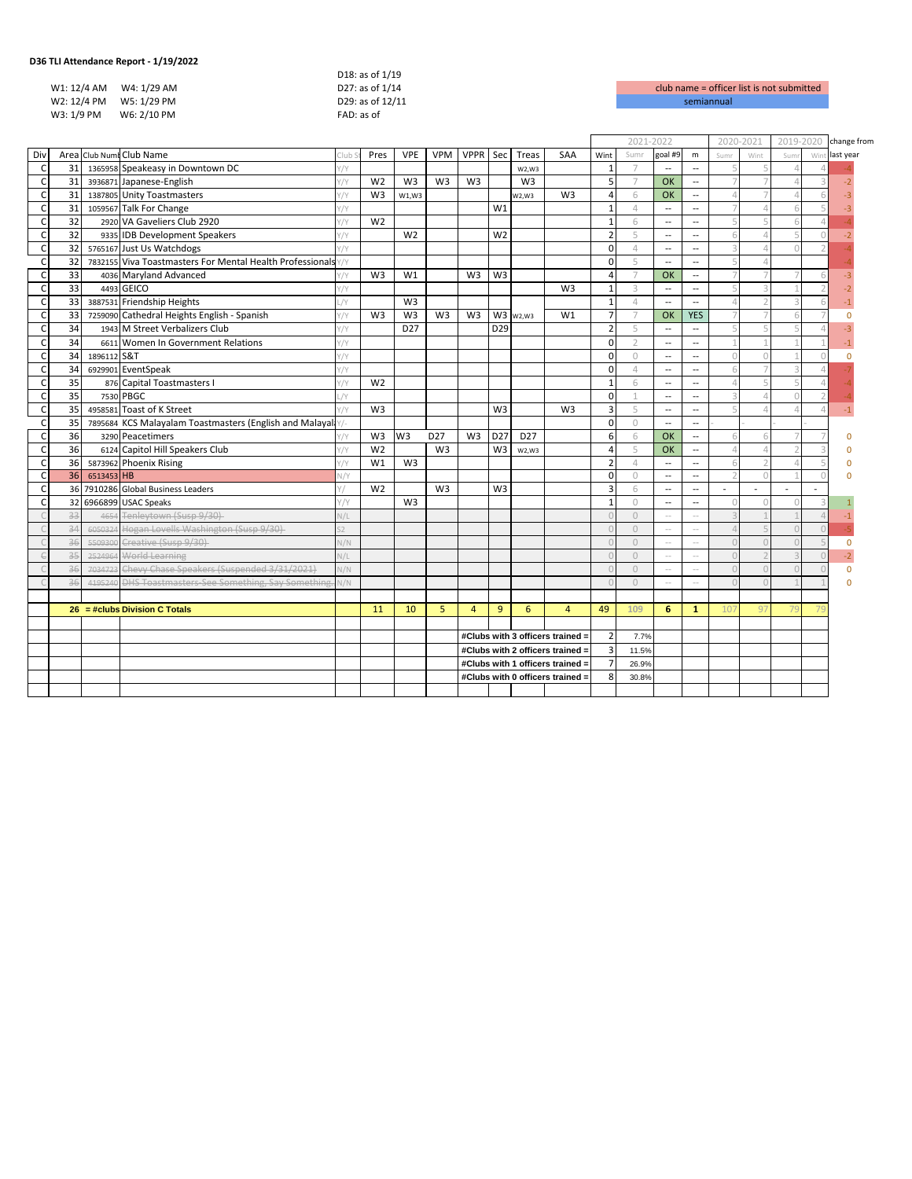**D36 TLI Attendance Report - 1/19/2022**

| | |
|---|---|
| W1: 12/4 AM | W4: 1/29 AM |
| W2: 12/4 PM | W5: 1/29 PM |
| W3: 1/9 PM | W6: 2/10 PM |

D18: as of 1/19
D27: as of 1/14
D29: as of 12/11
FAD: as of

club name = officer list is not submitted
semiannual

| Div | Area | Club Numb | Club Name | Club S | Pres | VPE | VPM | VPPR | Sec | Treas | SAA | 2021-2022 Wint | Sumr | goal #9 | m | 2020-2021 Sumr | Wint | 2019-2020 Sumr | Wint | change from last year |
|---|---|---|---|---|---|---|---|---|---|---|---|---|---|---|---|---|---|---|---|---|
| C | 31 | 1365958 | Speakeasy in Downtown DC | Y/Y | | | | | | W2,W3 | | 1 | 7 | -- | -- | 5 | 5 | 4 | 4 | -4 |
| C | 31 | 3936871 | Japanese-English | Y/Y | W2 | W3 | W3 | W3 | | W3 | | 5 | 7 | OK | -- | 7 | 7 | 4 | 3 | -2 |
| C | 31 | 1387805 | Unity Toastmasters | Y/Y | W3 | W1,W3 | | | | W2,W3 | W3 | 4 | 6 | OK | -- | 4 | 7 | 4 | 6 | -3 |
| C | 31 | 1059567 | Talk For Change | Y/Y | | | | | W1 | | | 1 | 4 | -- | -- | 7 | 4 | 6 | 5 | -3 |
| C | 32 | 2920 | VA Gaveliers Club 2920 | Y/Y | W2 | | | | | | | 1 | 6 | -- | -- | 5 | 5 | 6 | 4 | -4 |
| C | 32 | 9335 | IDB Development Speakers | Y/Y | | W2 | | | W2 | | | 2 | 5 | -- | -- | 6 | 4 | 5 | 0 | -2 |
| C | 32 | 5765167 | Just Us Watchdogs | Y/Y | | | | | | | | 0 | 4 | -- | -- | 3 | 4 | 0 | 2 | -4 |
| C | 32 | 7832155 | Viva Toastmasters For Mental Health Professionals | Y/Y | | | | | | | | 0 | 5 | -- | -- | 5 | 4 | | | -4 |
| C | 33 | 4036 | Maryland Advanced | Y/Y | W3 | W1 | | W3 | W3 | | | 4 | 7 | OK | -- | 7 | 7 | 7 | 6 | -3 |
| C | 33 | 4493 | GEICO | Y/Y | | | | | | | W3 | 1 | 3 | -- | -- | 5 | 3 | 1 | 2 | -2 |
| C | 33 | 3887531 | Friendship Heights | L/Y | | W3 | | | | | | 1 | 4 | -- | -- | 4 | 2 | 3 | 6 | -1 |
| C | 33 | 7259090 | Cathedral Heights English - Spanish | Y/Y | W3 | W3 | W3 | W3 | W3 | W2,W3 | W1 | 7 | 7 | OK | YES | 7 | 7 | 6 | 7 | 0 |
| C | 34 | 1943 | M Street Verbalizers Club | Y/Y | | D27 | | | D29 | | | 2 | 5 | -- | -- | 5 | 5 | 5 | 4 | -3 |
| C | 34 | 6611 | Women In Government Relations | Y/Y | | | | | | | | 0 | 2 | -- | -- | 1 | 1 | 1 | 1 | -1 |
| C | 34 | 1896112 | S&T | Y/Y | | | | | | | | 0 | 0 | -- | -- | 0 | 0 | 1 | 0 | 0 |
| C | 34 | 6929901 | EventSpeak | Y/Y | | | | | | | | 0 | 4 | -- | -- | 6 | 7 | 3 | 4 | -7 |
| C | 35 | 876 | Capital Toastmasters I | Y/Y | W2 | | | | | | | 1 | 6 | -- | -- | 4 | 5 | 5 | 4 | -4 |
| C | 35 | 7530 | PBGC | L/Y | | | | | | | | 0 | 1 | -- | -- | 3 | 4 | 0 | 2 | -4 |
| C | 35 | 4958581 | Toast of K Street | Y/Y | W3 | | | | W3 | | W3 | 3 | 5 | -- | -- | 5 | 4 | 4 | 4 | -1 |
| C | 35 | 7895684 | KCS Malayalam Toastmasters (English and Malayalam) | Y/- | | | | | | | | 0 | 0 | -- | -- | - | - | - | - | |
| C | 36 | 3290 | Peacetimers | Y/Y | W3 | W3 | D27 | W3 | D27 | D27 | | 6 | 6 | OK | -- | 6 | 6 | 7 | 7 | 0 |
| C | 36 | 6124 | Capitol Hill Speakers Club | Y/Y | W2 | | W3 | | W3 | W2,W3 | | 4 | 5 | OK | -- | 4 | 4 | 2 | 3 | 0 |
| C | 36 | 5873962 | Phoenix Rising | Y/Y | W1 | W3 | | | | | | 2 | 4 | -- | -- | 6 | 2 | 4 | 5 | 0 |
| C | 36 | 6513453 | HB | N/Y | | | | | | | | 0 | 0 | -- | -- | 2 | 0 | 1 | 0 | 0 |
| C | 36 | 7910286 | Global Business Leaders | Y/ | W2 | | W3 | | W3 | | | 3 | 6 | -- | -- | - | - | - | - | |
| C | 32 | 6966899 | USAC Speaks | Y/Y | | W3 | | | | | | 1 | 0 | -- | -- | 0 | 0 | 0 | 3 | 1 |
| C | 33 | 4654 | ~~Tenleytown (Susp 9/30)~~ | N/L | | | | | | | | 0 | 0 | -- | -- | 3 | 1 | 1 | 4 | -1 |
| C | 34 | 6050324 | ~~Hogan Lovells Washington (Susp 9/30)~~ | S2 | | | | | | | | 0 | 0 | -- | -- | 4 | 5 | 0 | 0 | -5 |
| C | 36 | 5509300 | ~~Creative (Susp 9/30)~~ | N/N | | | | | | | | 0 | 0 | -- | -- | 0 | 0 | 0 | 5 | 0 |
| C | 35 | 2524964 | ~~World Learning~~ | N/L | | | | | | | | 0 | 0 | -- | -- | 0 | 2 | 3 | 0 | -2 |
| C | 36 | 7034723 | ~~Chevy Chase Speakers (Suspended 3/31/2021)~~ | N/N | | | | | | | | 0 | 0 | -- | -- | 0 | 0 | 0 | 0 | 0 |
| C | 36 | 4195240 | ~~DHS Toastmasters-See Something, Say Something~~ | N/N | | | | | | | | 0 | 0 | -- | -- | 0 | 0 | 1 | 1 | 0 |
| | **26** | **= #clubs** | **Division C Totals** | | **11** | **10** | **5** | **4** | **9** | **6** | **4** | **49** | **109** | **6** | **1** | 107 | 97 | 79 | 79 | |

| | | |
|---|---|---|
| **#Clubs with 3 officers trained =** | 2 | 7.7% |
| **#Clubs with 2 officers trained =** | 3 | 11.5% |
| **#Clubs with 1 officers trained =** | 7 | 26.9% |
| **#Clubs with 0 officers trained =** | 8 | 30.8% |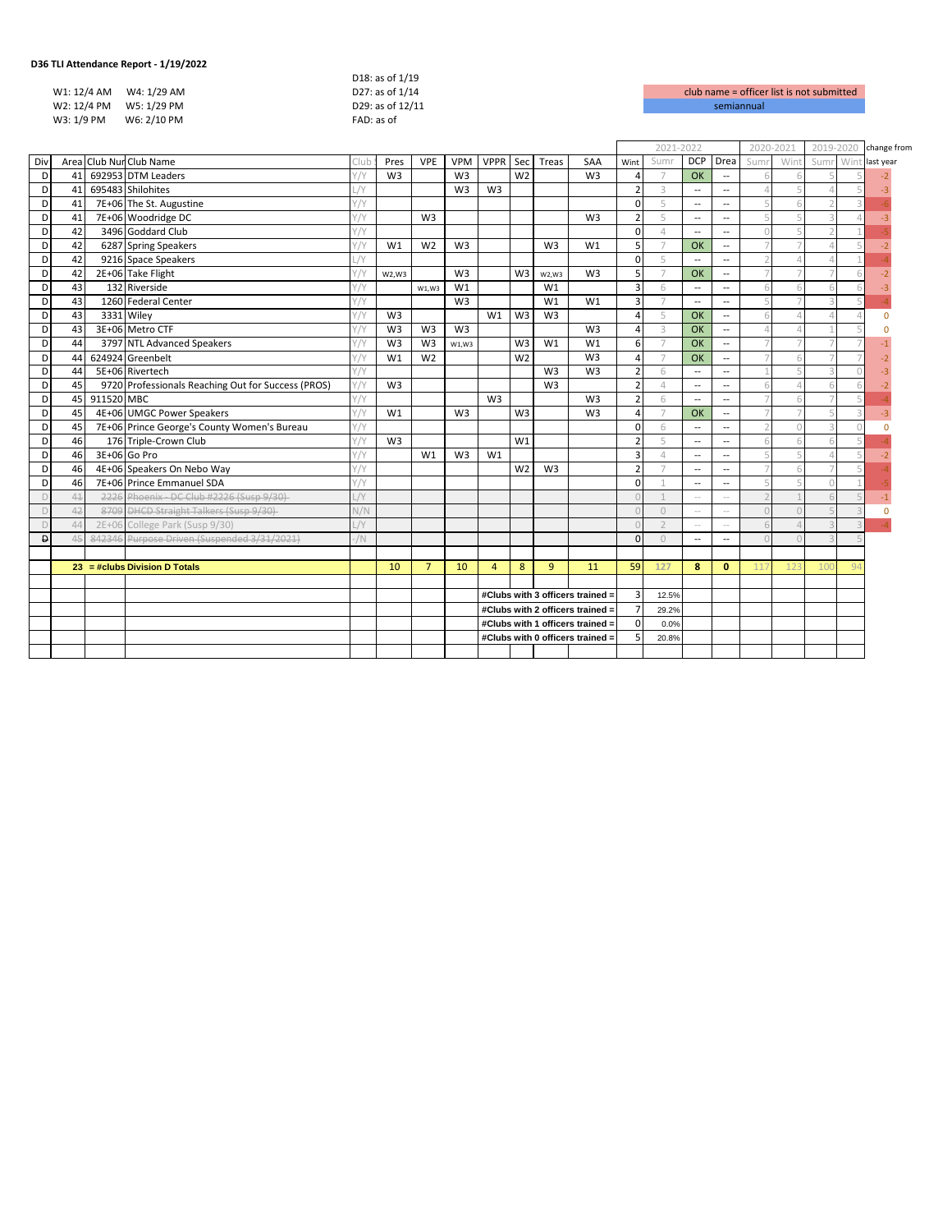**D36 TLI Attendance Report - 1/19/2022**

W1: 12/4 AM W4: 1/29 AM
W2: 12/4 PM W5: 1/29 PM
W3: 1/9 PM W6: 2/10 PM

D18: as of 1/19
D27: as of 1/14
D29: as of 12/11
FAD: as of

club name = officer list is not submitted
semiannual

| Div | Area | Club Num | Club Name | Club | Pres | VPE | VPM | VPPR | Sec | Treas | SAA | Wint | 2021-2022 Sumr | DCP | Drea | 2020-2021 Sumr | Wint | 2019-2020 Sumr | Wint | change from last year |
|---|---|---|---|---|---|---|---|---|---|---|---|---|---|---|---|---|---|---|---|---|
| D | 41 | 692953 | DTM Leaders | Y/Y | W3 | | W3 | | W2 | | W3 | 4 | 7 | OK | -- | 6 | 6 | 5 | 5 | -2 |
| D | 41 | 695483 | Shilohites | L/Y | | | W3 | W3 | | | | 2 | 3 | -- | -- | 4 | 5 | 4 | 5 | -3 |
| D | 41 | 7E+06 | The St. Augustine | Y/Y | | | | | | | | 0 | 5 | -- | -- | 5 | 6 | 2 | 3 | -6 |
| D | 41 | 7E+06 | Woodridge DC | Y/Y | | W3 | | | | | W3 | 2 | 5 | -- | -- | 5 | 5 | 3 | 4 | -3 |
| D | 42 | 3496 | Goddard Club | Y/Y | | | | | | | | 0 | 4 | -- | -- | 0 | 5 | 2 | 1 | -5 |
| D | 42 | 6287 | Spring Speakers | Y/Y | W1 | W2 | W3 | | | W3 | W1 | 5 | 7 | OK | -- | 7 | 7 | 4 | 5 | -2 |
| D | 42 | 9216 | Space Speakers | L/Y | | | | | | | | 0 | 5 | -- | -- | 2 | 4 | 4 | 1 | -4 |
| D | 42 | 2E+06 | Take Flight | Y/Y | W2,W3 | | W3 | | W3 | W2,W3 | W3 | 5 | 7 | OK | -- | 7 | 7 | 7 | 6 | -2 |
| D | 43 | 132 | Riverside | Y/Y | | W1,W3 | W1 | | | W1 | | 3 | 6 | -- | -- | 6 | 6 | 6 | 6 | -3 |
| D | 43 | 1260 | Federal Center | Y/Y | | | W3 | | | W1 | W1 | 3 | 7 | -- | -- | 5 | 7 | 3 | 5 | -4 |
| D | 43 | 3331 | Wiley | Y/Y | W3 | | | W1 | W3 | W3 | | 4 | 5 | OK | -- | 6 | 4 | 4 | 4 | 0 |
| D | 43 | 3E+06 | Metro CTF | Y/Y | W3 | W3 | W3 | | | | W3 | 4 | 3 | OK | -- | 4 | 4 | 1 | 5 | 0 |
| D | 44 | 3797 | NTL Advanced Speakers | Y/Y | W3 | W3 | W1,W3 | | W3 | W1 | W1 | 6 | 7 | OK | -- | 7 | 7 | 7 | 7 | -1 |
| D | 44 | 624924 | Greenbelt | Y/Y | W1 | W2 | | | W2 | | W3 | 4 | 7 | OK | -- | 7 | 6 | 7 | 7 | -2 |
| D | 44 | 5E+06 | Rivertech | Y/Y | | | | | | W3 | W3 | 2 | 6 | -- | -- | 1 | 5 | 3 | 0 | -3 |
| D | 45 | 9720 | Professionals Reaching Out for Success (PROS) | Y/Y | W3 | | | | | W3 | | 2 | 4 | -- | -- | 6 | 4 | 6 | 6 | -2 |
| D | 45 | 911520 | MBC | Y/Y | | | | W3 | | | W3 | 2 | 6 | -- | -- | 7 | 6 | 7 | 5 | -4 |
| D | 45 | 4E+06 | UMGC Power Speakers | Y/Y | W1 | | W3 | | W3 | | W3 | 4 | 7 | OK | -- | 7 | 7 | 5 | 3 | -3 |
| D | 45 | 7E+06 | Prince George's County Women's Bureau | Y/Y | | | | | | | | 0 | 6 | -- | -- | 2 | 0 | 3 | 0 | 0 |
| D | 46 | 176 | Triple-Crown Club | Y/Y | W3 | | | | W1 | | | 2 | 5 | -- | -- | 6 | 6 | 6 | 5 | -4 |
| D | 46 | 3E+06 | Go Pro | Y/Y | | W1 | W3 | W1 | | | | 3 | 4 | -- | -- | 5 | 5 | 4 | 5 | -2 |
| D | 46 | 4E+06 | Speakers On Nebo Way | Y/Y | | | | | W2 | W3 | | 2 | 7 | -- | -- | 7 | 6 | 7 | 5 | -4 |
| D | 46 | 7E+06 | Prince Emmanuel SDA | Y/Y | | | | | | | | 0 | 1 | -- | -- | 5 | 5 | 0 | 1 | -5 |
| D | ~~41~~ | ~~2226~~ | ~~Phoenix - DC Club #2226 (Susp 9/30)~~ | L/Y | | | | | | | | 0 | 1 | -- | -- | 2 | 1 | 6 | 5 | -1 |
| D | ~~42~~ | ~~8709~~ | ~~DHCD Straight Talkers (Susp 9/30)~~ | N/N | | | | | | | | 0 | 0 | -- | -- | 0 | 0 | 5 | 3 | 0 |
| D | 44 | 2E+06 | College Park (Susp 9/30) | L/Y | | | | | | | | 0 | 2 | -- | -- | 6 | 4 | 3 | 3 | -4 |
| ~~D~~ | ~~45~~ | ~~842346~~ | ~~Purpose Driven (Suspended 3/31/2021)~~ | -/N | | | | | | | | 0 | 0 | -- | -- | 0 | 0 | 3 | 5 | |
| | **23** | **= #clubs** | **Division D Totals** | | 10 | 7 | 10 | 4 | 8 | 9 | 11 | 59 | 127 | 8 | 0 | 117 | 123 | 100 | 94 | |
| | | | | | | | | **#Clubs with 3 officers trained =** | | | | 3 | 12.5% | | | | | | | |
| | | | | | | | | **#Clubs with 2 officers trained =** | | | | 7 | 29.2% | | | | | | | |
| | | | | | | | | **#Clubs with 1 officers trained =** | | | | 0 | 0.0% | | | | | | | |
| | | | | | | | | **#Clubs with 0 officers trained =** | | | | 5 | 20.8% | | | | | | | |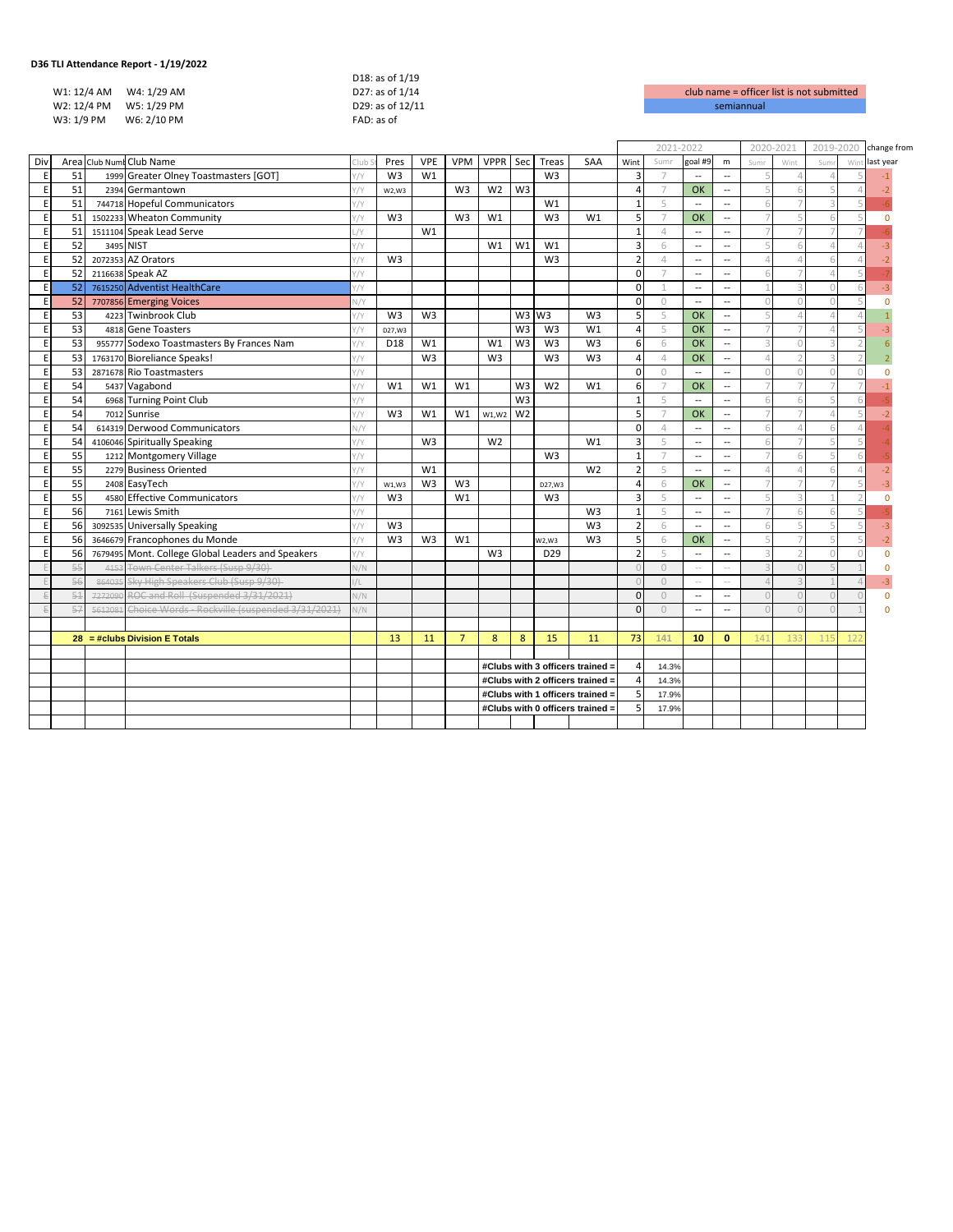**D36 TLI Attendance Report - 1/19/2022**

| | |
|---|---|
| W1: 12/4 AM | W4: 1/29 AM |
| W2: 12/4 PM | W5: 1/29 PM |
| W3: 1/9 PM | W6: 2/10 PM |

D18: as of 1/19
D27: as of 1/14
D29: as of 12/11
FAD: as of

club name = officer list is not submitted
semiannual

| Div | Area | Club Numb | Club Name | Club St | Pres | VPE | VPM | VPPR | Sec | Treas | SAA | 2021-2022 Wint | Sumr | goal #9 | m | 2020-2021 Sumr | Wint | 2019-2020 Sumr | Wint | change from last year |
|---|---|---|---|---|---|---|---|---|---|---|---|---|---|---|---|---|---|---|---|---|
| E | 51 | 1999 | Greater Olney Toastmasters [GOT] | Y/Y | W3 | W1 | | | | W3 | | 3 | 7 | -- | -- | 5 | 4 | 4 | 5 | -1 |
| E | 51 | 2394 | Germantown | Y/Y | W2,W3 | | W3 | W2 | W3 | | | 4 | 7 | OK | -- | 5 | 6 | 5 | 4 | -2 |
| E | 51 | 744718 | Hopeful Communicators | Y/Y | | | | | | W1 | | 1 | 5 | -- | -- | 6 | 7 | 3 | 5 | -6 |
| E | 51 | 1502233 | Wheaton Community | Y/Y | W3 | | W3 | W1 | | W3 | W1 | 5 | 7 | OK | -- | 7 | 5 | 6 | 5 | 0 |
| E | 51 | 1511104 | Speak Lead Serve | L/Y | | W1 | | | | | | 1 | 4 | -- | -- | 7 | 7 | 7 | 7 | -6 |
| E | 52 | 3495 | NIST | Y/Y | | | | W1 | W1 | W1 | | 3 | 6 | -- | -- | 5 | 6 | 4 | 4 | -3 |
| E | 52 | 2072353 | AZ Orators | Y/Y | W3 | | | | | W3 | | 2 | 4 | -- | -- | 4 | 4 | 6 | 4 | -2 |
| E | 52 | 2116638 | Speak AZ | Y/Y | | | | | | | | 0 | 7 | -- | -- | 6 | 7 | 4 | 5 | -7 |
| E | 52 | 7615250 | Adventist HealthCare | Y/Y | | | | | | | | 0 | 1 | -- | -- | 1 | 3 | 0 | 6 | -3 |
| E | 52 | 7707856 | Emerging Voices | N/Y | | | | | | | | 0 | 0 | -- | -- | 0 | 0 | 0 | 5 | 0 |
| E | 53 | 4223 | Twinbrook Club | Y/Y | W3 | W3 | | | W3 | W3 | W3 | 5 | 5 | OK | -- | 5 | 4 | 4 | 4 | 1 |
| E | 53 | 4818 | Gene Toasters | Y/Y | D27,W3 | | | | W3 | W3 | W1 | 4 | 5 | OK | -- | 7 | 7 | 4 | 5 | -3 |
| E | 53 | 955777 | Sodexo Toastmasters By Frances Nam | Y/Y | D18 | W1 | | W1 | W3 | W3 | W3 | 6 | 6 | OK | -- | 3 | 0 | 3 | 2 | 6 |
| E | 53 | 1763170 | Bioreliance Speaks! | Y/Y | | W3 | | W3 | | W3 | W3 | 4 | 4 | OK | -- | 4 | 2 | 3 | 2 | 2 |
| E | 53 | 2871678 | Rio Toastmasters | Y/Y | | | | | | | | 0 | 0 | -- | -- | 0 | 0 | 0 | 0 | 0 |
| E | 54 | 5437 | Vagabond | Y/Y | W1 | W1 | W1 | | W3 | W2 | W1 | 6 | 7 | OK | -- | 7 | 7 | 7 | 7 | -1 |
| E | 54 | 6968 | Turning Point Club | Y/Y | | | | | W3 | | | 1 | 5 | -- | -- | 6 | 6 | 5 | 6 | -5 |
| E | 54 | 7012 | Sunrise | Y/Y | W3 | W1 | W1 | W1,W2 | W2 | | | 5 | 7 | OK | -- | 7 | 7 | 4 | 5 | -2 |
| E | 54 | 614319 | Derwood Communicators | N/Y | | | | | | | | 0 | 4 | -- | -- | 6 | 4 | 6 | 4 | -4 |
| E | 54 | 4106046 | Spiritually Speaking | Y/Y | | W3 | | W2 | | | W1 | 3 | 5 | -- | -- | 6 | 7 | 5 | 5 | -4 |
| E | 55 | 1212 | Montgomery Village | Y/Y | | | | | | W3 | | 1 | 7 | -- | -- | 7 | 6 | 5 | 6 | -5 |
| E | 55 | 2279 | Business Oriented | Y/Y | | W1 | | | | | W2 | 2 | 5 | -- | -- | 4 | 4 | 6 | 4 | -2 |
| E | 55 | 2408 | EasyTech | Y/Y | W1,W3 | W3 | W3 | | | D27,W3 | | 4 | 6 | OK | -- | 7 | 7 | 7 | 5 | -3 |
| E | 55 | 4580 | Effective Communicators | Y/Y | W3 | | W1 | | | W3 | | 3 | 5 | -- | -- | 5 | 3 | 1 | 2 | 0 |
| E | 56 | 7161 | Lewis Smith | Y/Y | | | | | | | W3 | 1 | 5 | -- | -- | 7 | 6 | 6 | 5 | -5 |
| E | 56 | 3092535 | Universally Speaking | Y/Y | W3 | | | | | | W3 | 2 | 6 | -- | -- | 6 | 5 | 5 | 5 | -3 |
| E | 56 | 3646679 | Francophones du Monde | Y/Y | W3 | W3 | W1 | | | W2,W3 | W3 | 5 | 6 | OK | -- | 5 | 7 | 5 | 5 | -2 |
| E | 56 | 7679495 | Mont. College Global Leaders and Speakers | Y/Y | | | | W3 | | D29 | | 2 | 5 | -- | -- | 3 | 2 | 0 | 0 | 0 |
| E | 55 | 4153 | ~~Town Center Talkers (Susp 9/30)~~ | N/N | | | | | | | | 0 | 0 | -- | -- | 3 | 0 | 5 | 1 | 0 |
| E | 56 | 864035 | ~~Sky High Speakers Club (Susp 9/30)~~ | Y/L | | | | | | | | 0 | 0 | -- | -- | 4 | 3 | 1 | 4 | -3 |
| E | 51 | 7272090 | ~~ROC and Roll (Suspended 3/31/2021)~~ | N/N | | | | | | | | 0 | 0 | -- | -- | 0 | 0 | 0 | 0 | 0 |
| E | 57 | 5612081 | ~~Choice Words - Rockville (suspended 3/31/2021)~~ | N/N | | | | | | | | 0 | 0 | -- | -- | 0 | 0 | 0 | 1 | 0 |
| | **28** | **= #clubs** | **Division E Totals** | | 13 | 11 | 7 | 8 | 8 | 15 | 11 | 73 | 141 | 10 | 0 | 141 | 133 | 115 | 122 | |

| | Count | Percent |
|---|---|---|
| #Clubs with 3 officers trained = | 4 | 14.3% |
| #Clubs with 2 officers trained = | 4 | 14.3% |
| #Clubs with 1 officers trained = | 5 | 17.9% |
| #Clubs with 0 officers trained = | 5 | 17.9% |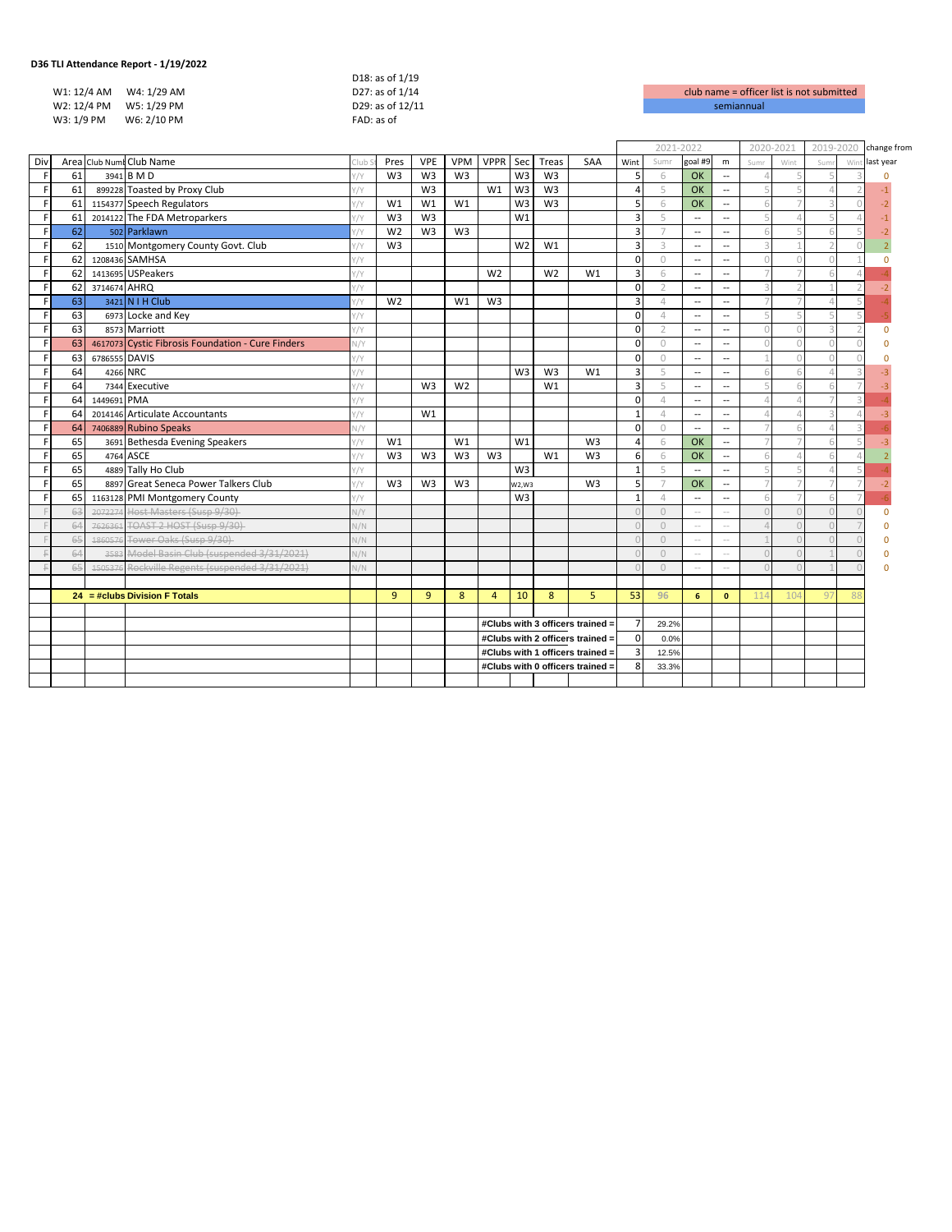# D36 TLI Attendance Report - 1/19/2022

W1: 12/4 AM W4: 1/29 AM
W2: 12/4 PM W5: 1/29 PM
W3: 1/9 PM W6: 2/10 PM

D18: as of 1/19
D27: as of 1/14
D29: as of 12/11
FAD: as of

club name = officer list is not submitted
semiannual

| Div | Area | Club Numb | Club Name | Club S | Pres | VPE | VPM | VPPR | Sec | Treas | SAA | Wint | Sumr | goal #9 | m | Sumr | Wint | Sumr | Wint | change from last year |
|---|---|---|---|---|---|---|---|---|---|---|---|---|---|---|---|---|---|---|---|---|
| | | | | | | | | | | | | 2021-2022 | | | | 2020-2021 | | 2019-2020 | | |
| F | 61 | 3941 | B M D | Y/Y | W3 | W3 | W3 | | W3 | W3 | | 5 | 6 | OK | -- | 4 | 5 | 5 | 3 | 0 |
| F | 61 | 899228 | Toasted by Proxy Club | Y/Y | | W3 | | W1 | W3 | W3 | | 4 | 5 | OK | -- | 5 | 5 | 4 | 2 | -1 |
| F | 61 | 1154377 | Speech Regulators | Y/Y | W1 | W1 | W1 | | W3 | W3 | | 5 | 6 | OK | -- | 6 | 7 | 3 | 0 | -2 |
| F | 61 | 2014122 | The FDA Metroparkers | Y/Y | W3 | W3 | | | W1 | | | 3 | 5 | -- | -- | 5 | 4 | 5 | 4 | -1 |
| F | 62 | 502 | Parklawn | Y/Y | W2 | W3 | W3 | | | | | 3 | 7 | -- | -- | 6 | 5 | 6 | 5 | -2 |
| F | 62 | 1510 | Montgomery County Govt. Club | Y/Y | W3 | | | | W2 | W1 | | 3 | 3 | -- | -- | 3 | 1 | 2 | 0 | 2 |
| F | 62 | 1208436 | SAMHSA | Y/Y | | | | | | | | 0 | 0 | -- | -- | 0 | 0 | 0 | 1 | 0 |
| F | 62 | 1413695 | USPeakers | Y/Y | | | | W2 | | W2 | W1 | 3 | 6 | -- | -- | 7 | 7 | 6 | 4 | -4 |
| F | 62 | 3714674 | AHRQ | Y/Y | | | | | | | | 0 | 2 | -- | -- | 3 | 2 | 1 | 2 | -2 |
| F | 63 | 3421 | N I H Club | Y/Y | W2 | | W1 | W3 | | | | 3 | 4 | -- | -- | 7 | 7 | 4 | 5 | -4 |
| F | 63 | 6973 | Locke and Key | Y/Y | | | | | | | | 0 | 4 | -- | -- | 5 | 5 | 5 | 5 | -5 |
| F | 63 | 8573 | Marriott | Y/Y | | | | | | | | 0 | 2 | -- | -- | 0 | 0 | 3 | 2 | 0 |
| F | 63 | 4617073 | Cystic Fibrosis Foundation - Cure Finders | N/Y | | | | | | | | 0 | 0 | -- | -- | 0 | 0 | 0 | 0 | 0 |
| F | 63 | 6786555 | DAVIS | Y/Y | | | | | | | | 0 | 0 | -- | -- | 1 | 0 | 0 | 0 | 0 |
| F | 64 | 4266 | NRC | Y/Y | | | | | W3 | W3 | W1 | 3 | 5 | -- | -- | 6 | 6 | 4 | 3 | -3 |
| F | 64 | 7344 | Executive | Y/Y | | W3 | W2 | | | W1 | | 3 | 5 | -- | -- | 5 | 6 | 6 | 7 | -3 |
| F | 64 | 1449691 | PMA | Y/Y | | | | | | | | 0 | 4 | -- | -- | 4 | 4 | 7 | 3 | -4 |
| F | 64 | 2014146 | Articulate Accountants | Y/Y | | W1 | | | | | | 1 | 4 | -- | -- | 4 | 4 | 3 | 4 | -3 |
| F | 64 | 7406889 | Rubino Speaks | N/Y | | | | | | | | 0 | 0 | -- | -- | 7 | 6 | 4 | 3 | -6 |
| F | 65 | 3691 | Bethesda Evening Speakers | Y/Y | W1 | | W1 | | W1 | | W3 | 4 | 6 | OK | -- | 7 | 7 | 6 | 5 | -3 |
| F | 65 | 4764 | ASCE | Y/Y | W3 | W3 | W3 | W3 | | W1 | W3 | 6 | 6 | OK | -- | 6 | 4 | 6 | 4 | 2 |
| F | 65 | 4889 | Tally Ho Club | Y/Y | | | | | W3 | | | 1 | 5 | -- | -- | 5 | 5 | 4 | 5 | -4 |
| F | 65 | 8897 | Great Seneca Power Talkers Club | Y/Y | W3 | W3 | W3 | | W2,W3 | | W3 | 5 | 7 | OK | -- | 7 | 7 | 7 | 7 | -2 |
| F | 65 | 1163128 | PMI Montgomery County | Y/Y | | | | | W3 | | | 1 | 4 | -- | -- | 6 | 7 | 6 | 7 | -6 |
| F | 63 | 2072274 | ~~Host Masters (Susp 9/30)~~ | N/Y | | | | | | | | 0 | 0 | -- | -- | 0 | 0 | 0 | 0 | 0 |
| F | 64 | 7626361 | ~~TOAST 2 HOST (Susp 9/30)~~ | N/N | | | | | | | | 0 | 0 | -- | -- | 4 | 0 | 0 | 7 | 0 |
| F | 65 | 1860576 | ~~Tower Oaks (Susp 9/30)~~ | N/N | | | | | | | | 0 | 0 | -- | -- | 1 | 0 | 0 | 0 | 0 |
| F | 64 | 3583 | ~~Model Basin Club (suspended 3/31/2021)~~ | N/N | | | | | | | | 0 | 0 | -- | -- | 0 | 0 | 1 | 0 | 0 |
| F | 65 | 1505376 | ~~Rockville Regents (suspended 3/31/2021)~~ | N/N | | | | | | | | 0 | 0 | -- | -- | 0 | 0 | 1 | 0 | 0 |
| | **24** | | **= #clubs Division F Totals** | | 9 | 9 | 8 | 4 | 10 | 8 | 5 | 53 | 96 | 6 | 0 | 114 | 104 | 97 | 88 | |
| | | | | | | | | **#Clubs with 3 officers trained =** | | | | 7 | 29.2% | | | | | | | |
| | | | | | | | | **#Clubs with 2 officers trained =** | | | | 0 | 0.0% | | | | | | | |
| | | | | | | | | **#Clubs with 1 officers trained =** | | | | 3 | 12.5% | | | | | | | |
| | | | | | | | | **#Clubs with 0 officers trained =** | | | | 8 | 33.3% | | | | | | | |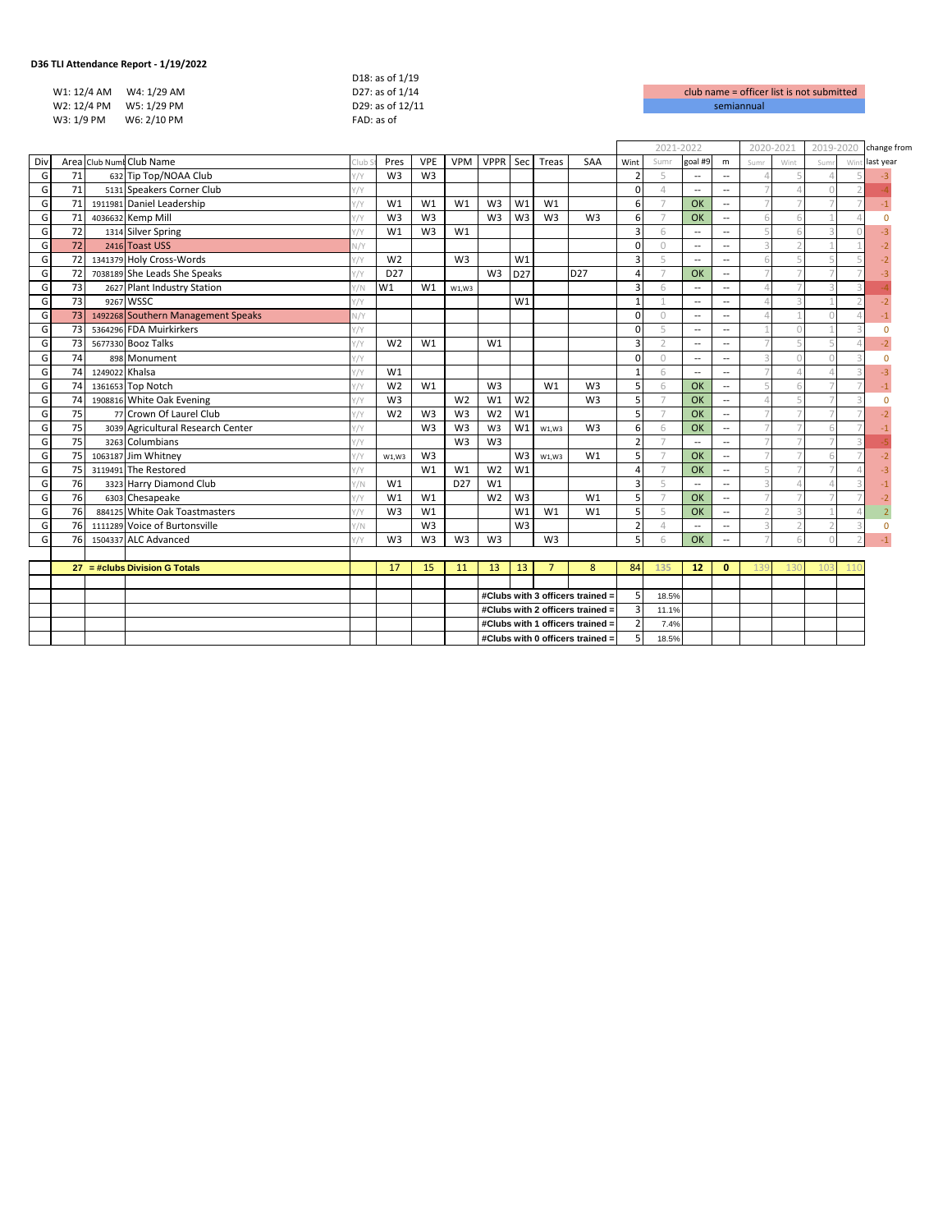**D36 TLI Attendance Report - 1/19/2022**

| | |
|---|---|
| W1: 12/4 AM | W4: 1/29 AM |
| W2: 12/4 PM | W5: 1/29 PM |
| W3: 1/9 PM | W6: 2/10 PM |

D18: as of 1/19
D27: as of 1/14
D29: as of 12/11
FAD: as of

club name = officer list is not submitted
semiannual

| Div | Area | Club Number | Club Name | Club S | Pres | VPE | VPM | VPPR | Sec | Treas | SAA | 2021-2022 Wint | Sumr | goal #9 | m | 2020-2021 Sumr | Wint | 2019-2020 Sumr | Wint | change from last year |
|---|---|---|---|---|---|---|---|---|---|---|---|---|---|---|---|---|---|---|---|---|
| G | 71 | 632 | Tip Top/NOAA Club | Y/Y | W3 | W3 | | | | | | 2 | 5 | -- | -- | 4 | 5 | 4 | 5 | -3 |
| G | 71 | 5131 | Speakers Corner Club | Y/Y | | | | | | | | 0 | 4 | -- | -- | 7 | 4 | 0 | 2 | -4 |
| G | 71 | 1911981 | Daniel Leadership | Y/Y | W1 | W1 | W1 | W3 | W1 | W1 | | 6 | 7 | OK | -- | 7 | 7 | 7 | 7 | -1 |
| G | 71 | 4036632 | Kemp Mill | Y/Y | W3 | W3 | | W3 | W3 | W3 | W3 | 6 | 7 | OK | -- | 6 | 6 | 1 | 4 | 0 |
| G | 72 | 1314 | Silver Spring | Y/Y | W1 | W3 | W1 | | | | | 3 | 6 | -- | -- | 5 | 6 | 3 | 0 | -3 |
| G | 72 | 2416 | Toast USS | N/Y | | | | | | | | 0 | 0 | -- | -- | 3 | 2 | 1 | 1 | -2 |
| G | 72 | 1341379 | Holy Cross-Words | Y/Y | W2 | | W3 | | W1 | | | 3 | 5 | -- | -- | 6 | 5 | 5 | 5 | -2 |
| G | 72 | 7038189 | She Leads She Speaks | Y/Y | D27 | | | W3 | D27 | | D27 | 4 | 7 | OK | -- | 7 | 7 | 7 | 7 | -3 |
| G | 73 | 2627 | Plant Industry Station | Y/N | W1 | W1 | W1,W3 | | | | | 3 | 6 | -- | -- | 4 | 7 | 3 | 3 | -4 |
| G | 73 | 9267 | WSSC | Y/Y | | | | | W1 | | | 1 | 1 | -- | -- | 4 | 3 | 1 | 2 | -2 |
| G | 73 | 1492268 | Southern Management Speaks | N/Y | | | | | | | | 0 | 0 | -- | -- | 4 | 1 | 0 | 4 | -1 |
| G | 73 | 5364296 | FDA Muirkirkers | Y/Y | | | | | | | | 0 | 5 | -- | -- | 1 | 0 | 1 | 3 | 0 |
| G | 73 | 5677330 | Booz Talks | Y/Y | W2 | W1 | | W1 | | | | 3 | 2 | -- | -- | 7 | 5 | 5 | 4 | -2 |
| G | 74 | 898 | Monument | Y/Y | | | | | | | | 0 | 0 | -- | -- | 3 | 0 | 0 | 3 | 0 |
| G | 74 | 1249022 | Khalsa | Y/Y | W1 | | | | | | | 1 | 6 | -- | -- | 7 | 4 | 4 | 3 | -3 |
| G | 74 | 1361653 | Top Notch | Y/Y | W2 | W1 | | W3 | | W1 | W3 | 5 | 6 | OK | -- | 5 | 6 | 7 | 7 | -1 |
| G | 74 | 1908816 | White Oak Evening | Y/Y | W3 | | W2 | W1 | W2 | | W3 | 5 | 7 | OK | -- | 4 | 5 | 7 | 3 | 0 |
| G | 75 | 77 | Crown Of Laurel Club | Y/Y | W2 | W3 | W3 | W2 | W1 | | | 5 | 7 | OK | -- | 7 | 7 | 7 | 7 | -2 |
| G | 75 | 3039 | Agricultural Research Center | Y/Y | | W3 | W3 | W3 | W1 | W1,W3 | W3 | 6 | 6 | OK | -- | 7 | 7 | 6 | 7 | -1 |
| G | 75 | 3263 | Columbians | Y/Y | | | W3 | W3 | | | | 2 | 7 | -- | -- | 7 | 7 | 7 | 3 | -5 |
| G | 75 | 1063187 | Jim Whitney | Y/Y | W1,W3 | W3 | | | W3 | W1,W3 | W1 | 5 | 7 | OK | -- | 7 | 7 | 6 | 7 | -2 |
| G | 75 | 3119491 | The Restored | Y/Y | | W1 | W1 | W2 | W1 | | | 4 | 7 | OK | -- | 5 | 7 | 7 | 4 | -3 |
| G | 76 | 3323 | Harry Diamond Club | Y/N | W1 | | D27 | W1 | | | | 3 | 5 | -- | -- | 3 | 4 | 4 | 3 | -1 |
| G | 76 | 6303 | Chesapeake | Y/Y | W1 | W1 | | W2 | W3 | | W1 | 5 | 7 | OK | -- | 7 | 7 | 7 | 7 | -2 |
| G | 76 | 884125 | White Oak Toastmasters | Y/Y | W3 | W1 | | | W1 | W1 | W1 | 5 | 5 | OK | -- | 2 | 3 | 1 | 4 | 2 |
| G | 76 | 1111289 | Voice of Burtonsville | Y/N | | W3 | | | W3 | | | 2 | 4 | -- | -- | 3 | 2 | 2 | 3 | 0 |
| G | 76 | 1504337 | ALC Advanced | Y/Y | W3 | W3 | W3 | W3 | | W3 | | 5 | 6 | OK | -- | 7 | 6 | 0 | 2 | -1 |
| | | **27** | **= #clubs Division G Totals** | | 17 | 15 | 11 | 13 | 13 | 7 | 8 | 84 | 135 | 12 | 0 | 139 | 130 | 103 | 110 | |
| | | | | | | | | | | | **#Clubs with 3 officers trained =** | 5 | 18.5% | | | | | | | |
| | | | | | | | | | | | **#Clubs with 2 officers trained =** | 3 | 11.1% | | | | | | | |
| | | | | | | | | | | | **#Clubs with 1 officers trained =** | 2 | 7.4% | | | | | | | |
| | | | | | | | | | | | **#Clubs with 0 officers trained =** | 5 | 18.5% | | | | | | | |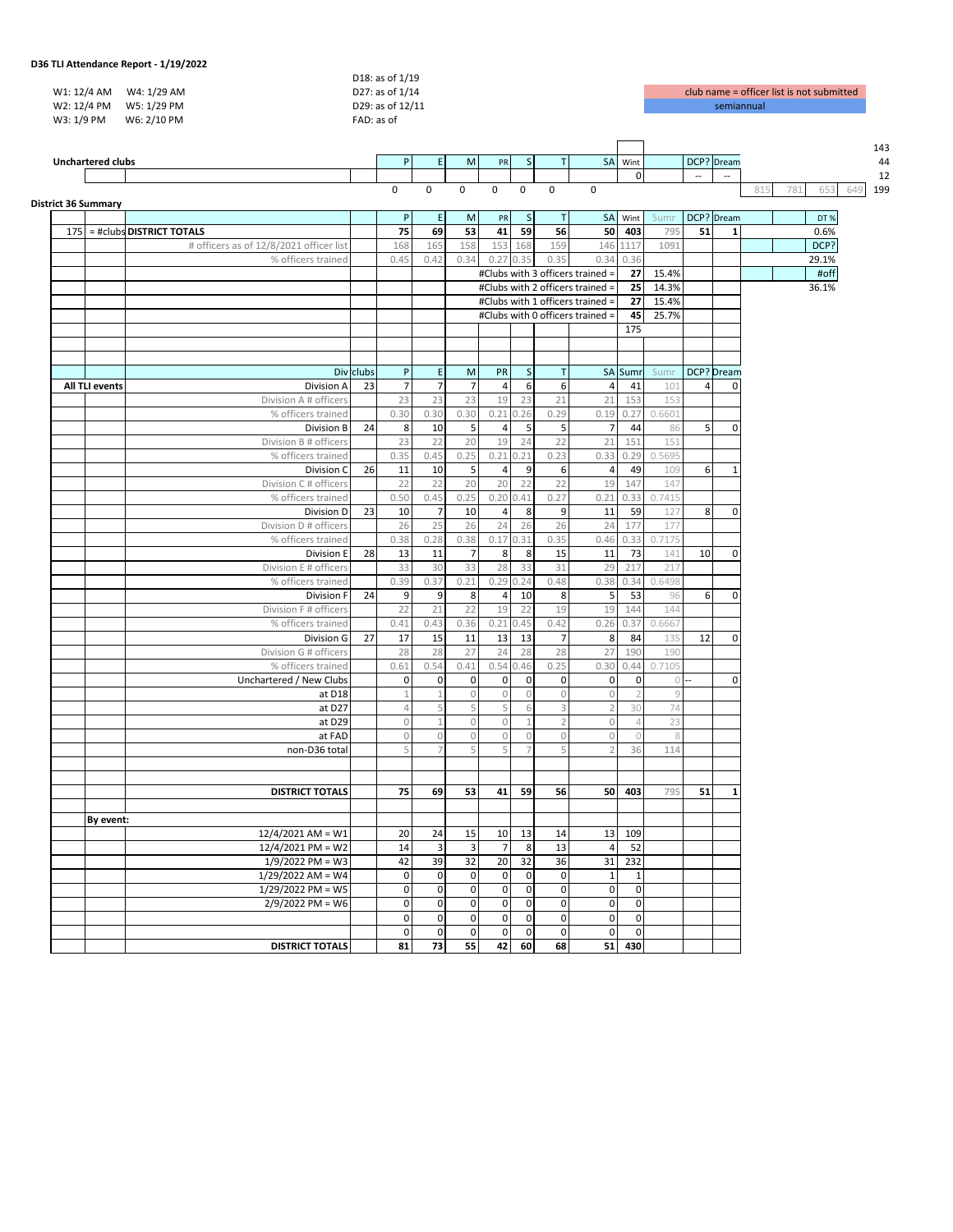**D36 TLI Attendance Report - 1/19/2022**

W1: 12/4 AM W4: 1/29 AM
W2: 12/4 PM W5: 1/29 PM
W3: 1/9 PM W6: 2/10 PM

D18: as of 1/19
D27: as of 1/14
D29: as of 12/11
FAD: as of

club name = officer list is not submitted
semiannual

| Unchartered clubs | | P | E | M | PR | S | T | SA | Wint | | DCP? | Dream | | | | | | 143 |
|---|---|---|---|---|---|---|---|---|---|---|---|---|---|---|---|---|---|---|
| | | | | | | | | | | | | | | | | | | 44 |
| | | | | | | | | | 0 | | -- | -- | | | | | | 12 |
| | | 0 | 0 | 0 | 0 | 0 | 0 | 0 | | | | | 815 | 781 | 653 | 649 | | 199 |

**District 36 Summary**

| | | | | P | E | M | PR | S | T | SA | Wint | Sumr | DCP? | Dream | DT % |
|---|---|---|---|---|---|---|---|---|---|---|---|---|---|---|---|
| 175 | = #clubs | DISTRICT TOTALS | | 75 | 69 | 53 | 41 | 59 | 56 | 50 | 403 | 795 | 51 | 1 | 0.6% |
| | | # officers as of 12/8/2021 officer list | | 168 | 165 | 158 | 153 | 168 | 159 | 146 | 1117 | 1091 | | | DCP? |
| | | % officers trained | | 0.45 | 0.42 | 0.34 | 0.27 | 0.35 | 0.35 | 0.34 | 0.36 | | | | 29.1% |
| | | | | | | | #Clubs with 3 officers trained = | | | | 27 | 15.4% | | | #off |
| | | | | | | | #Clubs with 2 officers trained = | | | | 25 | 14.3% | | | 36.1% |
| | | | | | | | #Clubs with 1 officers trained = | | | | 27 | 15.4% | | | |
| | | | | | | | #Clubs with 0 officers trained = | | | | 45 | 25.7% | | | |
| | | | | | | | | | | | 175 | | | | |

| | | | Div clubs | P | E | M | PR | S | T | SA | Sumr | Sumr | DCP? | Dream |
|---|---|---|---|---|---|---|---|---|---|---|---|---|---|---|
| All TLI events | | Division A | 23 | 7 | 7 | 7 | 4 | 6 | 6 | 4 | 41 | 101 | 4 | 0 |
| | | Division A # officers | | 23 | 23 | 23 | 19 | 23 | 21 | 21 | 153 | 153 | | |
| | | % officers trained | | 0.30 | 0.30 | 0.30 | 0.21 | 0.26 | 0.29 | 0.19 | 0.27 | 0.6601 | | |
| | | Division B | 24 | 8 | 10 | 5 | 4 | 5 | 5 | 7 | 44 | 86 | 5 | 0 |
| | | Division B # officers | | 23 | 22 | 20 | 19 | 24 | 22 | 21 | 151 | 151 | | |
| | | % officers trained | | 0.35 | 0.45 | 0.25 | 0.21 | 0.21 | 0.23 | 0.33 | 0.29 | 0.5695 | | |
| | | Division C | 26 | 11 | 10 | 5 | 4 | 9 | 6 | 4 | 49 | 109 | 6 | 1 |
| | | Division C # officers | | 22 | 22 | 20 | 20 | 22 | 22 | 19 | 147 | 147 | | |
| | | % officers trained | | 0.50 | 0.45 | 0.25 | 0.20 | 0.41 | 0.27 | 0.21 | 0.33 | 0.7415 | | |
| | | Division D | 23 | 10 | 7 | 10 | 4 | 8 | 9 | 11 | 59 | 127 | 8 | 0 |
| | | Division D # officers | | 26 | 25 | 26 | 24 | 26 | 26 | 24 | 177 | 177 | | |
| | | % officers trained | | 0.38 | 0.28 | 0.38 | 0.17 | 0.31 | 0.35 | 0.46 | 0.33 | 0.7175 | | |
| | | Division E | 28 | 13 | 11 | 7 | 8 | 8 | 15 | 11 | 73 | 141 | 10 | 0 |
| | | Division E # officers | | 33 | 30 | 33 | 28 | 33 | 31 | 29 | 217 | 217 | | |
| | | % officers trained | | 0.39 | 0.37 | 0.21 | 0.29 | 0.24 | 0.48 | 0.38 | 0.34 | 0.6498 | | |
| | | Division F | 24 | 9 | 9 | 8 | 4 | 10 | 8 | 5 | 53 | 96 | 6 | 0 |
| | | Division F # officers | | 22 | 21 | 22 | 19 | 22 | 19 | 19 | 144 | 144 | | |
| | | % officers trained | | 0.41 | 0.43 | 0.36 | 0.21 | 0.45 | 0.42 | 0.26 | 0.37 | 0.6667 | | |
| | | Division G | 27 | 17 | 15 | 11 | 13 | 13 | 7 | 8 | 84 | 135 | 12 | 0 |
| | | Division G # officers | | 28 | 28 | 27 | 24 | 28 | 28 | 27 | 190 | 190 | | |
| | | % officers trained | | 0.61 | 0.54 | 0.41 | 0.54 | 0.46 | 0.25 | 0.30 | 0.44 | 0.7105 | | |
| | | Unchartered / New Clubs | | 0 | 0 | 0 | 0 | 0 | 0 | 0 | 0 | 0 | -- | 0 |
| | | at D18 | | 1 | 1 | 0 | 0 | 0 | 0 | 0 | 2 | 9 | | |
| | | at D27 | | 4 | 5 | 5 | 5 | 6 | 3 | 2 | 30 | 74 | | |
| | | at D29 | | 0 | 1 | 0 | 0 | 1 | 2 | 0 | 4 | 23 | | |
| | | at FAD | | 0 | 0 | 0 | 0 | 0 | 0 | 0 | 0 | 8 | | |
| | | non-D36 total | | 5 | 7 | 5 | 5 | 7 | 5 | 2 | 36 | 114 | | |
| | | | | | | | | | | | | | | |
| | | DISTRICT TOTALS | | 75 | 69 | 53 | 41 | 59 | 56 | 50 | 403 | 795 | 51 | 1 |
| | By event: | | | | | | | | | | | | | |
| | | 12/4/2021 AM = W1 | | 20 | 24 | 15 | 10 | 13 | 14 | 13 | 109 | | | |
| | | 12/4/2021 PM = W2 | | 14 | 3 | 3 | 7 | 8 | 13 | 4 | 52 | | | |
| | | 1/9/2022 PM = W3 | | 42 | 39 | 32 | 20 | 32 | 36 | 31 | 232 | | | |
| | | 1/29/2022 AM = W4 | | 0 | 0 | 0 | 0 | 0 | 0 | 1 | 1 | | | |
| | | 1/29/2022 PM = W5 | | 0 | 0 | 0 | 0 | 0 | 0 | 0 | 0 | | | |
| | | 2/9/2022 PM = W6 | | 0 | 0 | 0 | 0 | 0 | 0 | 0 | 0 | | | |
| | | | | 0 | 0 | 0 | 0 | 0 | 0 | 0 | 0 | | | |
| | | | | 0 | 0 | 0 | 0 | 0 | 0 | 0 | 0 | | | |
| | | DISTRICT TOTALS | | 81 | 73 | 55 | 42 | 60 | 68 | 51 | 430 | | | |